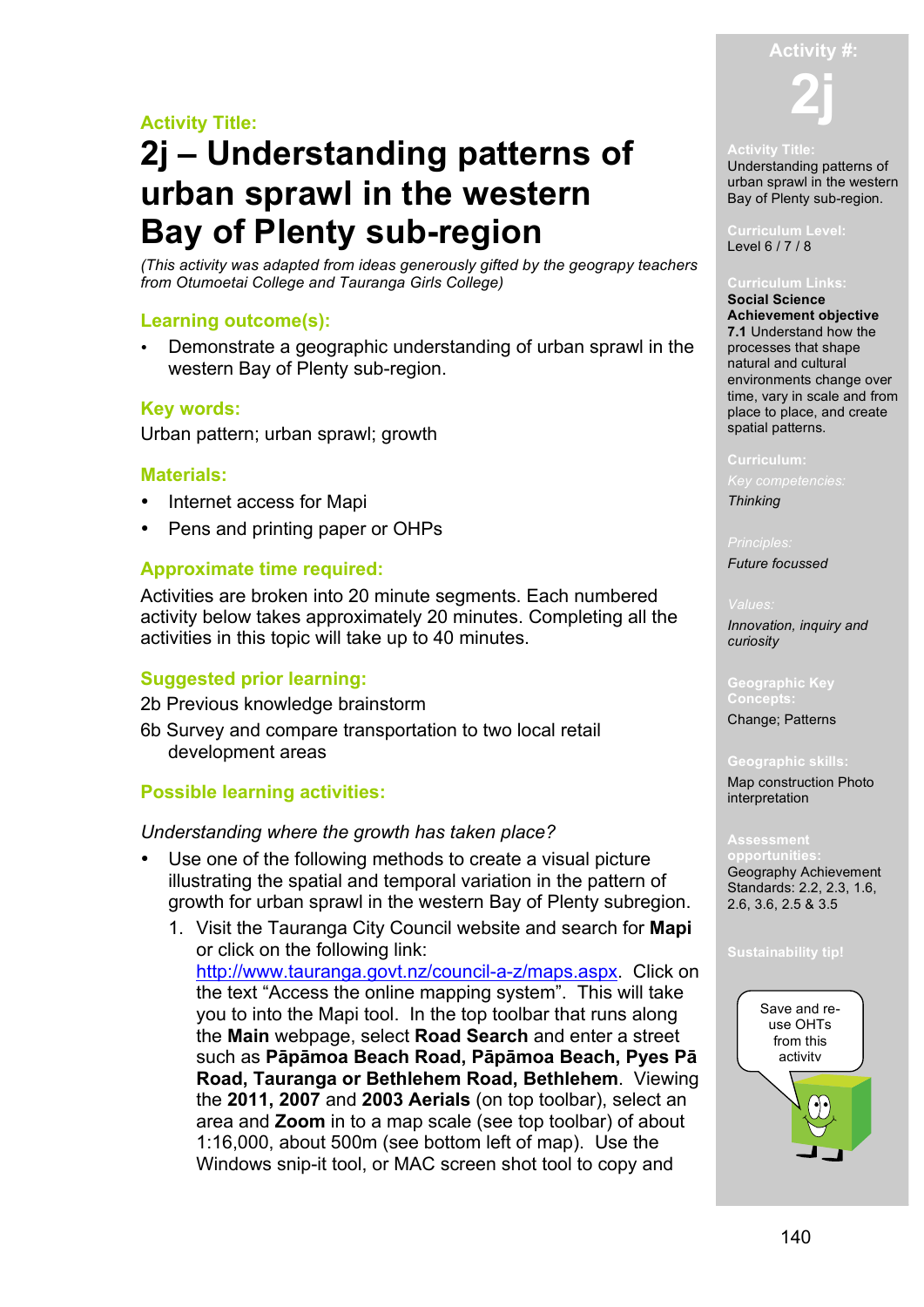Activity Title:

# 2j – Understanding patterns of urban sprawl in the western Bay of Plenty sub-region

*(This activity was adapted from ideas generously gifted by the geograpy teachers from Otumoetai College and Tauranga Girls College)*

## Learning outcome(s):

- Demonstrate a geographic understanding of urban sprawl in the western Bay of Plenty sub-region.

## Key words:

Urban pattern; urban sprawl; growth

## Materials:

- Internet access for Mapi
- Pens and printing paper or OHPs

## Approximate time required:

Activities are broken into 20 minute segments. Each numbered activity below takes approximately 20 minutes. Completing all the activities in this topic will take up to 40 minutes.

## Suggested prior learning:

2b Previous knowledge brainstorm

6b Survey and compare transportation to two local retail development areas

## Possible learning activities:

*Understanding where the growth has taken place?*

- Use one of the following methods to create a visual picture illustrating the spatial and temporal variation in the pattern of growth for urban sprawl in the western Bay of Plenty subregion.
  1. Visit the Tauranga City Council website and search for **Mapi** or click on the following link: http://www.tauranga.govt.nz/council-a-z/maps.aspx. Click on the text "Access the online mapping system". This will take you to into the Mapi tool. In the top toolbar that runs along the **Main** webpage, select **Road Search** and enter a street such as **Pāpāmoa Beach Road, Pāpāmoa Beach, Pyes Pā Road, Tauranga or Bethlehem Road, Bethlehem**. Viewing the **2011, 2007** and **2003 Aerials** (on top toolbar), select an area and **Zoom** in to a map scale (see top toolbar) of about 1:16,000, about 500m (see bottom left of map). Use the Windows snip-it tool, or MAC screen shot tool to copy and

---

Activity #: **2j**

**Activity Title:**
Understanding patterns of urban sprawl in the western Bay of Plenty sub-region.

**Curriculum Level:**
Level 6 / 7 / 8

**Curriculum Links:**
**Social Science Achievement objective**
**7.1** Understand how the processes that shape natural and cultural environments change over time, vary in scale and from place to place, and create spatial patterns.

**Curriculum:**
*Key competencies:*
*Thinking*

*Principles:*
*Future focussed*

*Values:*
*Innovation, inquiry and curiosity*

**Geographic Key Concepts:**
Change; Patterns

**Geographic skills:**
Map construction Photo interpretation

**Assessment opportunities:**
Geography Achievement Standards: 2.2, 2.3, 1.6, 2.6, 3.6, 2.5 & 3.5

**Sustainability tip!**
Save and re-use OHTs from this activity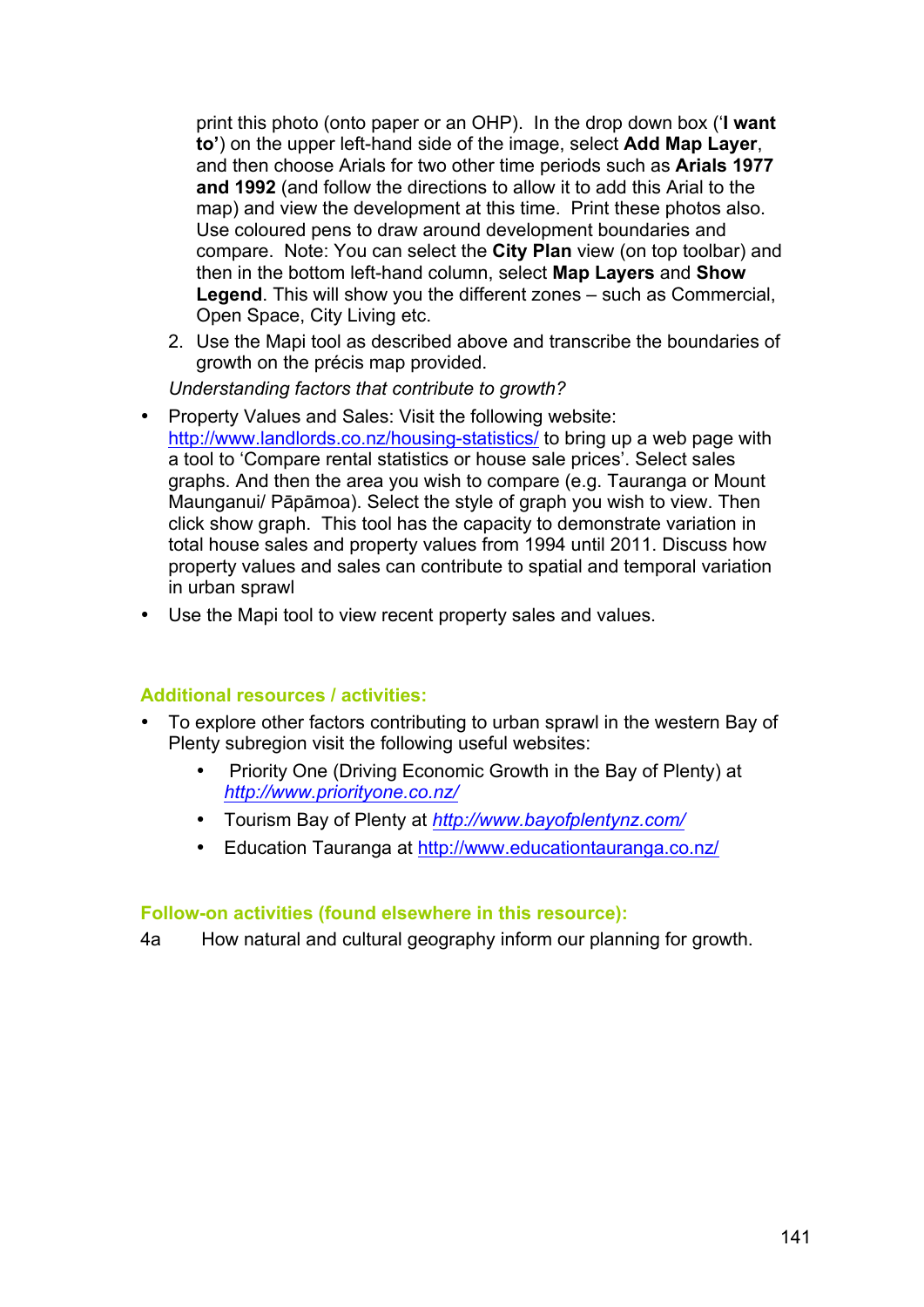print this photo (onto paper or an OHP). In the drop down box ('**I want to'**) on the upper left-hand side of the image, select **Add Map Layer**, and then choose Arials for two other time periods such as **Arials 1977 and 1992** (and follow the directions to allow it to add this Arial to the map) and view the development at this time. Print these photos also. Use coloured pens to draw around development boundaries and compare. Note: You can select the **City Plan** view (on top toolbar) and then in the bottom left-hand column, select **Map Layers** and **Show Legend**. This will show you the different zones – such as Commercial, Open Space, City Living etc.

2. Use the Mapi tool as described above and transcribe the boundaries of growth on the précis map provided.

*Understanding factors that contribute to growth?*

- Property Values and Sales: Visit the following website: http://www.landlords.co.nz/housing-statistics/ to bring up a web page with a tool to 'Compare rental statistics or house sale prices'. Select sales graphs. And then the area you wish to compare (e.g. Tauranga or Mount Maunganui/ Pāpāmoa). Select the style of graph you wish to view. Then click show graph. This tool has the capacity to demonstrate variation in total house sales and property values from 1994 until 2011. Discuss how property values and sales can contribute to spatial and temporal variation in urban sprawl
- Use the Mapi tool to view recent property sales and values.

## Additional resources / activities:

- To explore other factors contributing to urban sprawl in the western Bay of Plenty subregion visit the following useful websites:
  - Priority One (Driving Economic Growth in the Bay of Plenty) at *http://www.priorityone.co.nz/*
  - Tourism Bay of Plenty at *http://www.bayofplentynz.com/*
  - Education Tauranga at http://www.educationtauranga.co.nz/

## Follow-on activities (found elsewhere in this resource):

4a How natural and cultural geography inform our planning for growth.